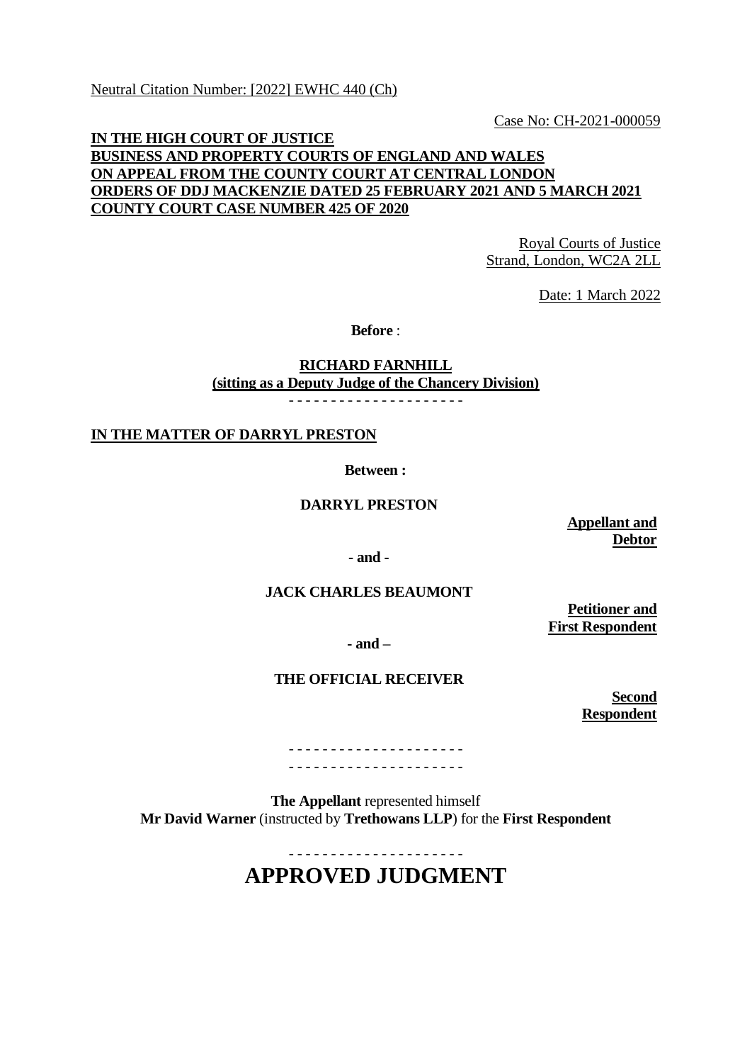Neutral Citation Number: [2022] EWHC 440 (Ch)

Case No: CH-2021-000059

**IN THE HIGH COURT OF JUSTICE**
**BUSINESS AND PROPERTY COURTS OF ENGLAND AND WALES**
**ON APPEAL FROM THE COUNTY COURT AT CENTRAL LONDON**
**ORDERS OF DDJ MACKENZIE DATED 25 FEBRUARY 2021 AND 5 MARCH 2021**
**COUNTY COURT CASE NUMBER 425 OF 2020**

Royal Courts of Justice
Strand, London, WC2A 2LL

Date: 1 March 2022

**Before** :

**RICHARD FARNHILL**
**(sitting as a Deputy Judge of the Chancery Division)**

- - - - - - - - - - - - - - - - - - - - -

**IN THE MATTER OF DARRYL PRESTON**

**Between :**

**DARRYL PRESTON** — **Appellant and Debtor**

**- and -**

**JACK CHARLES BEAUMONT** — **Petitioner and First Respondent**

**- and –**

**THE OFFICIAL RECEIVER** — **Second Respondent**

- - - - - - - - - - - - - - - - - - - - -
- - - - - - - - - - - - - - - - - - - - -

**The Appellant** represented himself
**Mr David Warner** (instructed by **Trethowans LLP**) for the **First Respondent**

- - - - - - - - - - - - - - - - - - - - -

# APPROVED JUDGMENT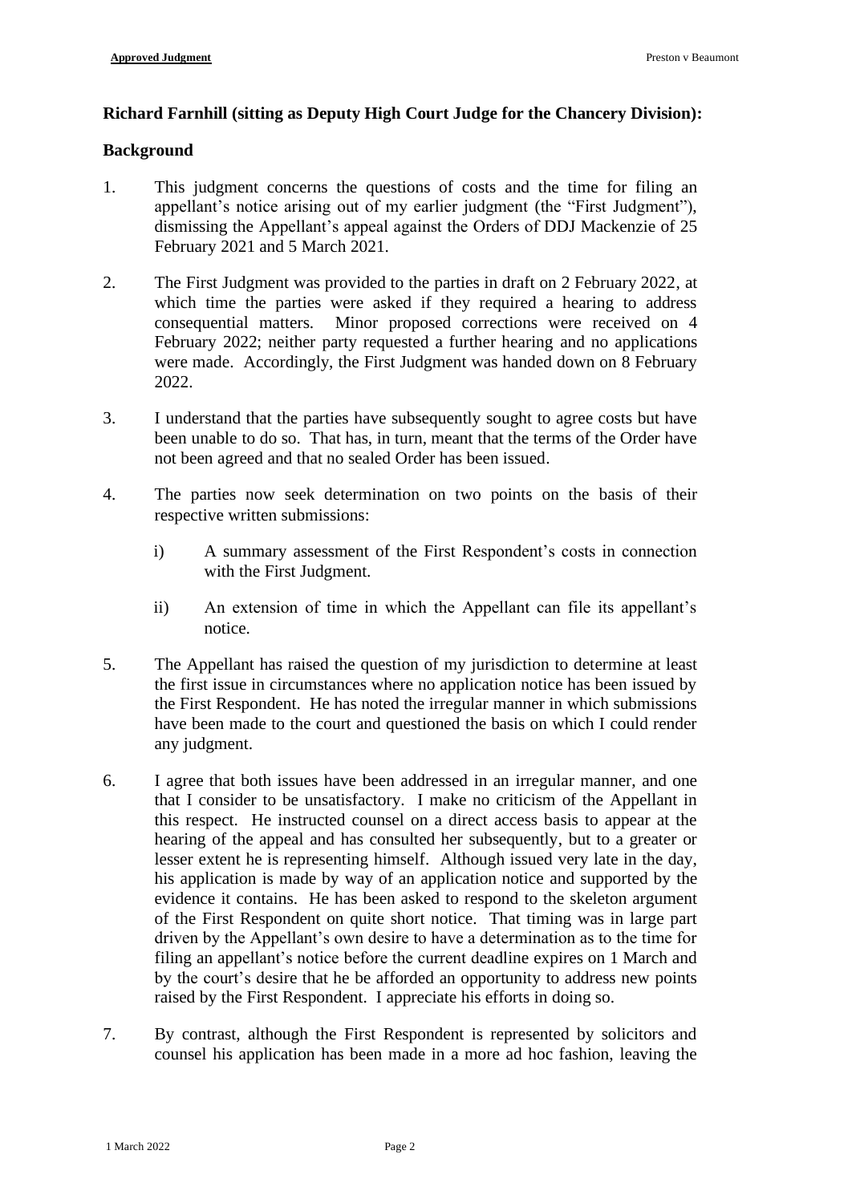**Richard Farnhill (sitting as Deputy High Court Judge for the Chancery Division):**

**Background**

1. This judgment concerns the questions of costs and the time for filing an appellant's notice arising out of my earlier judgment (the "First Judgment"), dismissing the Appellant's appeal against the Orders of DDJ Mackenzie of 25 February 2021 and 5 March 2021.

2. The First Judgment was provided to the parties in draft on 2 February 2022, at which time the parties were asked if they required a hearing to address consequential matters. Minor proposed corrections were received on 4 February 2022; neither party requested a further hearing and no applications were made. Accordingly, the First Judgment was handed down on 8 February 2022.

3. I understand that the parties have subsequently sought to agree costs but have been unable to do so. That has, in turn, meant that the terms of the Order have not been agreed and that no sealed Order has been issued.

4. The parties now seek determination on two points on the basis of their respective written submissions:

    i) A summary assessment of the First Respondent's costs in connection with the First Judgment.

    ii) An extension of time in which the Appellant can file its appellant's notice.

5. The Appellant has raised the question of my jurisdiction to determine at least the first issue in circumstances where no application notice has been issued by the First Respondent. He has noted the irregular manner in which submissions have been made to the court and questioned the basis on which I could render any judgment.

6. I agree that both issues have been addressed in an irregular manner, and one that I consider to be unsatisfactory. I make no criticism of the Appellant in this respect. He instructed counsel on a direct access basis to appear at the hearing of the appeal and has consulted her subsequently, but to a greater or lesser extent he is representing himself. Although issued very late in the day, his application is made by way of an application notice and supported by the evidence it contains. He has been asked to respond to the skeleton argument of the First Respondent on quite short notice. That timing was in large part driven by the Appellant's own desire to have a determination as to the time for filing an appellant's notice before the current deadline expires on 1 March and by the court's desire that he be afforded an opportunity to address new points raised by the First Respondent. I appreciate his efforts in doing so.

7. By contrast, although the First Respondent is represented by solicitors and counsel his application has been made in a more ad hoc fashion, leaving the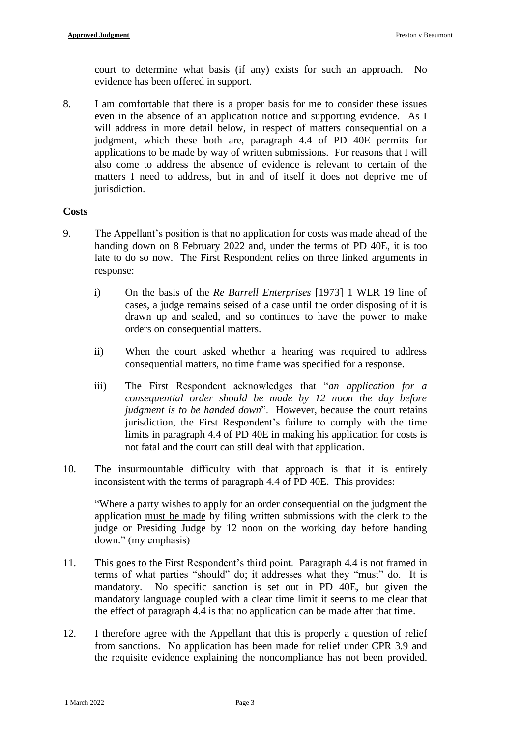court to determine what basis (if any) exists for such an approach. No evidence has been offered in support.

8. I am comfortable that there is a proper basis for me to consider these issues even in the absence of an application notice and supporting evidence. As I will address in more detail below, in respect of matters consequential on a judgment, which these both are, paragraph 4.4 of PD 40E permits for applications to be made by way of written submissions. For reasons that I will also come to address the absence of evidence is relevant to certain of the matters I need to address, but in and of itself it does not deprive me of jurisdiction.

**Costs**

9. The Appellant's position is that no application for costs was made ahead of the handing down on 8 February 2022 and, under the terms of PD 40E, it is too late to do so now. The First Respondent relies on three linked arguments in response:

   i) On the basis of the *Re Barrell Enterprises* [1973] 1 WLR 19 line of cases, a judge remains seised of a case until the order disposing of it is drawn up and sealed, and so continues to have the power to make orders on consequential matters.

   ii) When the court asked whether a hearing was required to address consequential matters, no time frame was specified for a response.

   iii) The First Respondent acknowledges that "*an application for a consequential order should be made by 12 noon the day before judgment is to be handed down*". However, because the court retains jurisdiction, the First Respondent's failure to comply with the time limits in paragraph 4.4 of PD 40E in making his application for costs is not fatal and the court can still deal with that application.

10. The insurmountable difficulty with that approach is that it is entirely inconsistent with the terms of paragraph 4.4 of PD 40E. This provides:

   "Where a party wishes to apply for an order consequential on the judgment the application <u>must be made</u> by filing written submissions with the clerk to the judge or Presiding Judge by 12 noon on the working day before handing down." (my emphasis)

11. This goes to the First Respondent's third point. Paragraph 4.4 is not framed in terms of what parties "should" do; it addresses what they "must" do. It is mandatory. No specific sanction is set out in PD 40E, but given the mandatory language coupled with a clear time limit it seems to me clear that the effect of paragraph 4.4 is that no application can be made after that time.

12. I therefore agree with the Appellant that this is properly a question of relief from sanctions. No application has been made for relief under CPR 3.9 and the requisite evidence explaining the noncompliance has not been provided.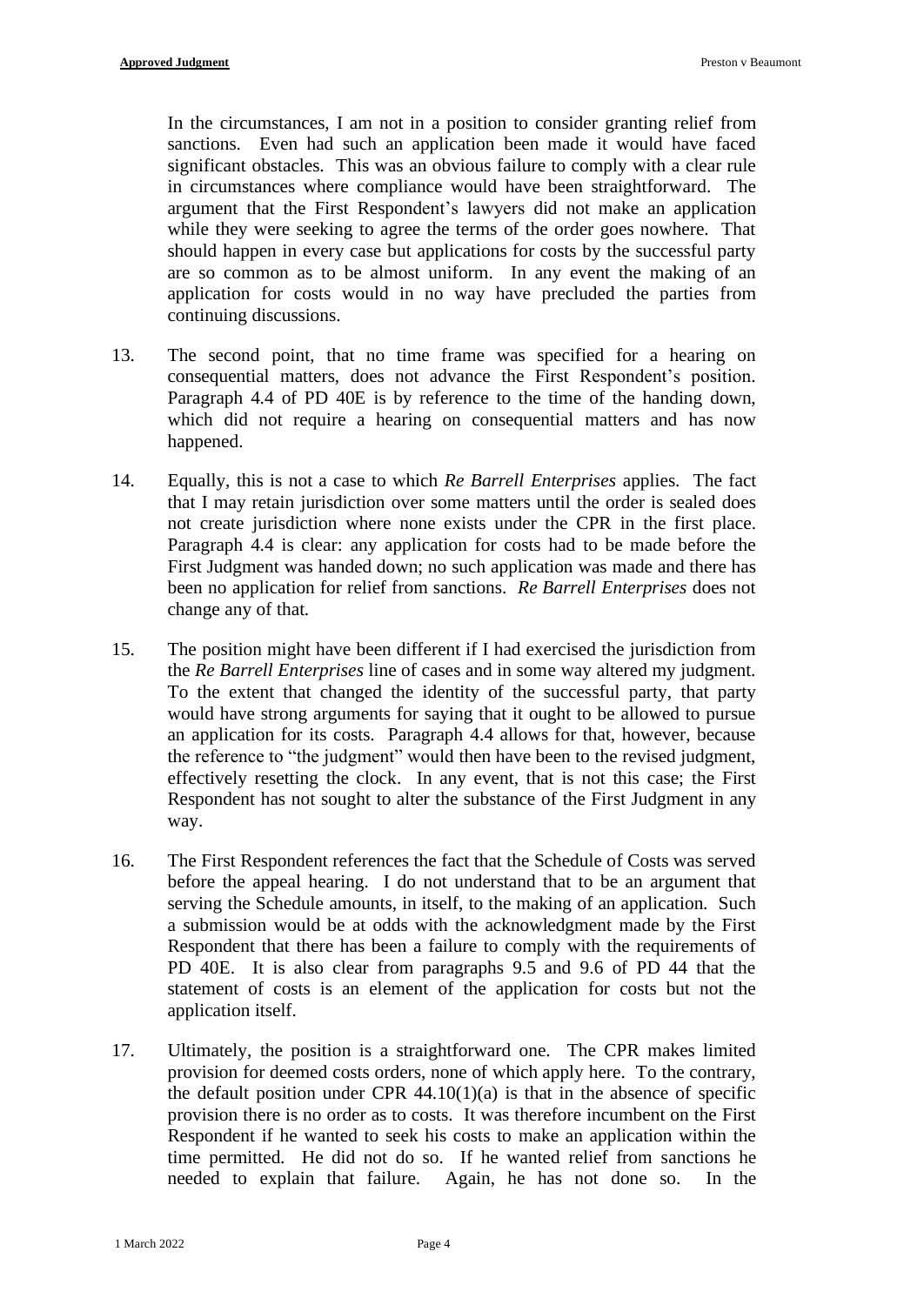In the circumstances, I am not in a position to consider granting relief from sanctions. Even had such an application been made it would have faced significant obstacles. This was an obvious failure to comply with a clear rule in circumstances where compliance would have been straightforward. The argument that the First Respondent's lawyers did not make an application while they were seeking to agree the terms of the order goes nowhere. That should happen in every case but applications for costs by the successful party are so common as to be almost uniform. In any event the making of an application for costs would in no way have precluded the parties from continuing discussions.

13. The second point, that no time frame was specified for a hearing on consequential matters, does not advance the First Respondent's position. Paragraph 4.4 of PD 40E is by reference to the time of the handing down, which did not require a hearing on consequential matters and has now happened.

14. Equally, this is not a case to which *Re Barrell Enterprises* applies. The fact that I may retain jurisdiction over some matters until the order is sealed does not create jurisdiction where none exists under the CPR in the first place. Paragraph 4.4 is clear: any application for costs had to be made before the First Judgment was handed down; no such application was made and there has been no application for relief from sanctions. *Re Barrell Enterprises* does not change any of that.

15. The position might have been different if I had exercised the jurisdiction from the *Re Barrell Enterprises* line of cases and in some way altered my judgment. To the extent that changed the identity of the successful party, that party would have strong arguments for saying that it ought to be allowed to pursue an application for its costs. Paragraph 4.4 allows for that, however, because the reference to "the judgment" would then have been to the revised judgment, effectively resetting the clock. In any event, that is not this case; the First Respondent has not sought to alter the substance of the First Judgment in any way.

16. The First Respondent references the fact that the Schedule of Costs was served before the appeal hearing. I do not understand that to be an argument that serving the Schedule amounts, in itself, to the making of an application. Such a submission would be at odds with the acknowledgment made by the First Respondent that there has been a failure to comply with the requirements of PD 40E. It is also clear from paragraphs 9.5 and 9.6 of PD 44 that the statement of costs is an element of the application for costs but not the application itself.

17. Ultimately, the position is a straightforward one. The CPR makes limited provision for deemed costs orders, none of which apply here. To the contrary, the default position under CPR 44.10(1)(a) is that in the absence of specific provision there is no order as to costs. It was therefore incumbent on the First Respondent if he wanted to seek his costs to make an application within the time permitted. He did not do so. If he wanted relief from sanctions he needed to explain that failure. Again, he has not done so. In the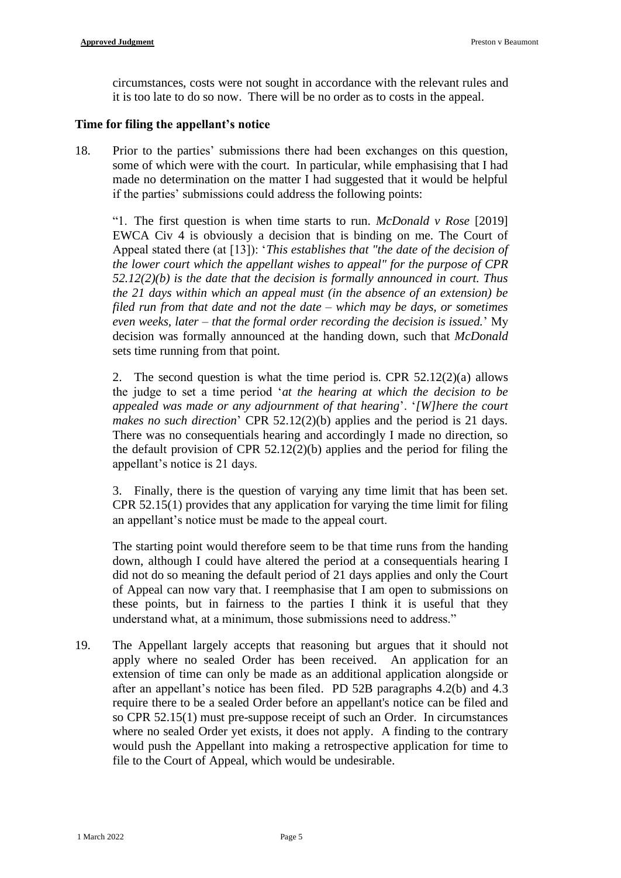circumstances, costs were not sought in accordance with the relevant rules and it is too late to do so now. There will be no order as to costs in the appeal.

**Time for filing the appellant's notice**

18. Prior to the parties' submissions there had been exchanges on this question, some of which were with the court. In particular, while emphasising that I had made no determination on the matter I had suggested that it would be helpful if the parties' submissions could address the following points:

> "1. The first question is when time starts to run. *McDonald v Rose* [2019] EWCA Civ 4 is obviously a decision that is binding on me. The Court of Appeal stated there (at [13]): '*This establishes that "the date of the decision of the lower court which the appellant wishes to appeal" for the purpose of CPR 52.12(2)(b) is the date that the decision is formally announced in court. Thus the 21 days within which an appeal must (in the absence of an extension) be filed run from that date and not the date – which may be days, or sometimes even weeks, later – that the formal order recording the decision is issued.*' My decision was formally announced at the handing down, such that *McDonald* sets time running from that point.
>
> 2. The second question is what the time period is. CPR 52.12(2)(a) allows the judge to set a time period '*at the hearing at which the decision to be appealed was made or any adjournment of that hearing*'. '*[W]here the court makes no such direction*' CPR 52.12(2)(b) applies and the period is 21 days. There was no consequentials hearing and accordingly I made no direction, so the default provision of CPR 52.12(2)(b) applies and the period for filing the appellant's notice is 21 days.
>
> 3. Finally, there is the question of varying any time limit that has been set. CPR 52.15(1) provides that any application for varying the time limit for filing an appellant's notice must be made to the appeal court.
>
> The starting point would therefore seem to be that time runs from the handing down, although I could have altered the period at a consequentials hearing I did not do so meaning the default period of 21 days applies and only the Court of Appeal can now vary that. I reemphasise that I am open to submissions on these points, but in fairness to the parties I think it is useful that they understand what, at a minimum, those submissions need to address."

19. The Appellant largely accepts that reasoning but argues that it should not apply where no sealed Order has been received. An application for an extension of time can only be made as an additional application alongside or after an appellant's notice has been filed. PD 52B paragraphs 4.2(b) and 4.3 require there to be a sealed Order before an appellant's notice can be filed and so CPR 52.15(1) must pre-suppose receipt of such an Order. In circumstances where no sealed Order yet exists, it does not apply. A finding to the contrary would push the Appellant into making a retrospective application for time to file to the Court of Appeal, which would be undesirable.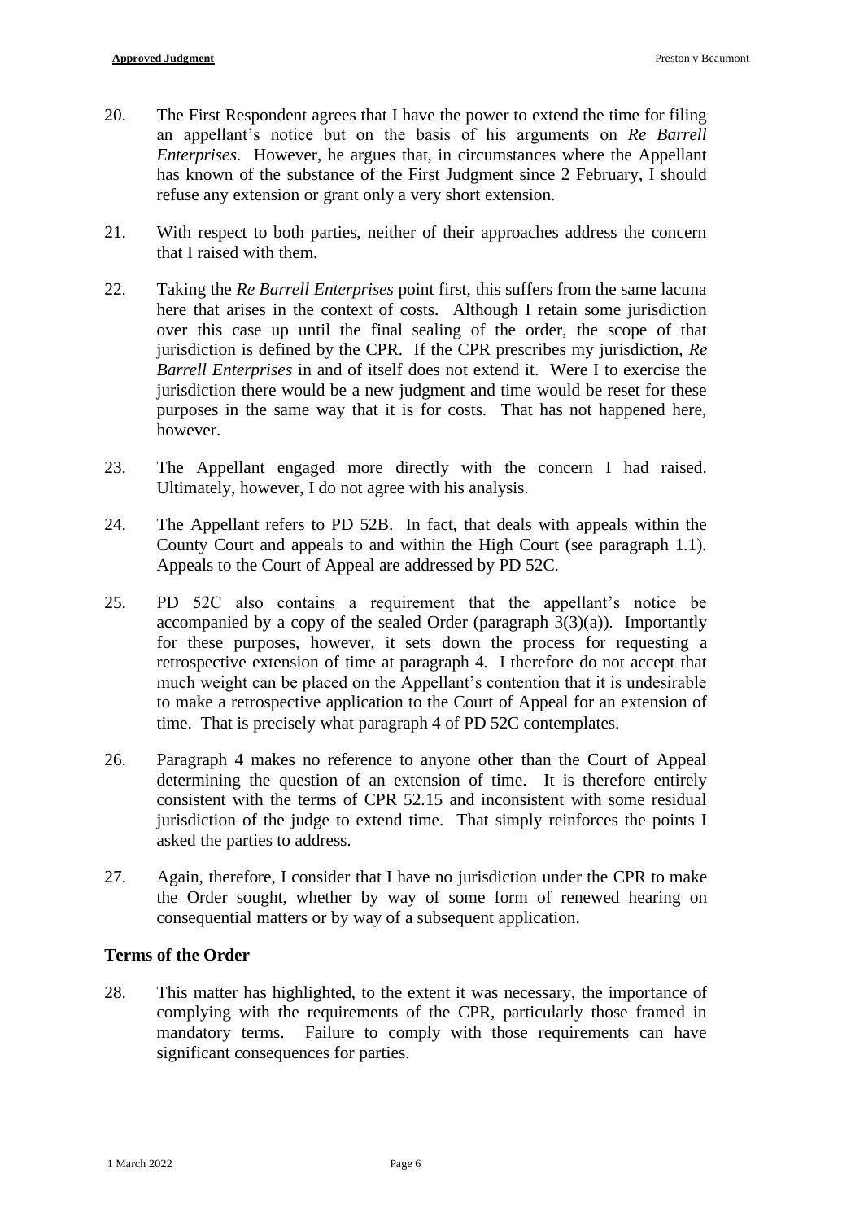20. The First Respondent agrees that I have the power to extend the time for filing an appellant's notice but on the basis of his arguments on *Re Barrell Enterprises*. However, he argues that, in circumstances where the Appellant has known of the substance of the First Judgment since 2 February, I should refuse any extension or grant only a very short extension.

21. With respect to both parties, neither of their approaches address the concern that I raised with them.

22. Taking the *Re Barrell Enterprises* point first, this suffers from the same lacuna here that arises in the context of costs. Although I retain some jurisdiction over this case up until the final sealing of the order, the scope of that jurisdiction is defined by the CPR. If the CPR prescribes my jurisdiction, *Re Barrell Enterprises* in and of itself does not extend it. Were I to exercise the jurisdiction there would be a new judgment and time would be reset for these purposes in the same way that it is for costs. That has not happened here, however.

23. The Appellant engaged more directly with the concern I had raised. Ultimately, however, I do not agree with his analysis.

24. The Appellant refers to PD 52B. In fact, that deals with appeals within the County Court and appeals to and within the High Court (see paragraph 1.1). Appeals to the Court of Appeal are addressed by PD 52C.

25. PD 52C also contains a requirement that the appellant's notice be accompanied by a copy of the sealed Order (paragraph 3(3)(a)). Importantly for these purposes, however, it sets down the process for requesting a retrospective extension of time at paragraph 4. I therefore do not accept that much weight can be placed on the Appellant's contention that it is undesirable to make a retrospective application to the Court of Appeal for an extension of time. That is precisely what paragraph 4 of PD 52C contemplates.

26. Paragraph 4 makes no reference to anyone other than the Court of Appeal determining the question of an extension of time. It is therefore entirely consistent with the terms of CPR 52.15 and inconsistent with some residual jurisdiction of the judge to extend time. That simply reinforces the points I asked the parties to address.

27. Again, therefore, I consider that I have no jurisdiction under the CPR to make the Order sought, whether by way of some form of renewed hearing on consequential matters or by way of a subsequent application.

## Terms of the Order

28. This matter has highlighted, to the extent it was necessary, the importance of complying with the requirements of the CPR, particularly those framed in mandatory terms. Failure to comply with those requirements can have significant consequences for parties.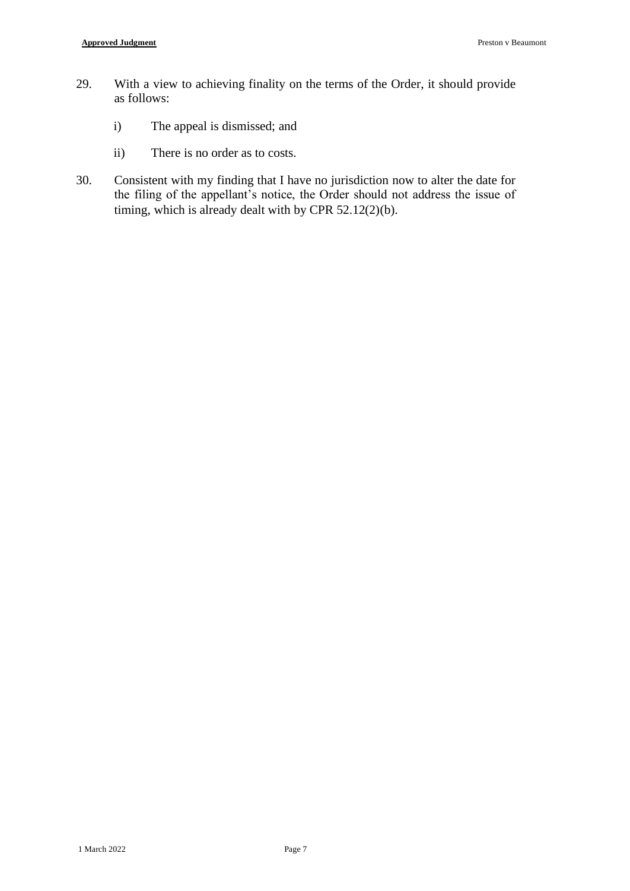29. With a view to achieving finality on the terms of the Order, it should provide as follows:

    i) The appeal is dismissed; and

    ii) There is no order as to costs.

30. Consistent with my finding that I have no jurisdiction now to alter the date for the filing of the appellant's notice, the Order should not address the issue of timing, which is already dealt with by CPR 52.12(2)(b).